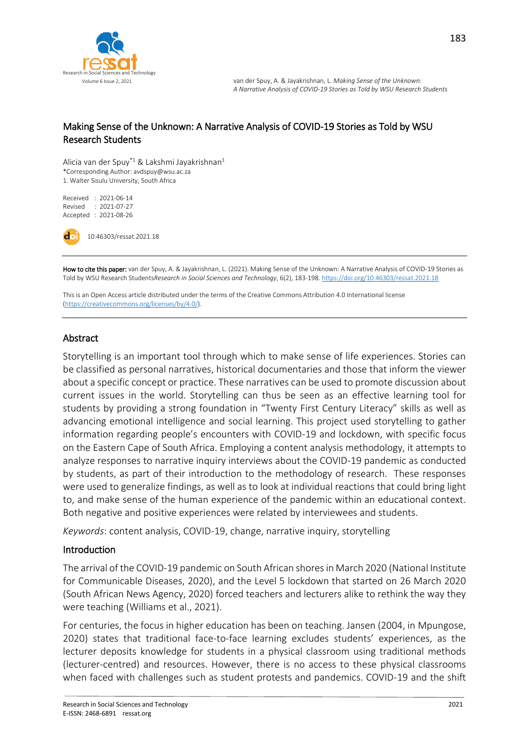# Making Sense of the Unknown: A Narrative Analysis of COVID-19 Stories as Told by WSU Research Students

Alicia van der Spuy*[1] & Lakshmi Jayakrishnan[1]

*Corresponding Author: avdspuy@wsu.ac.za

1. Walter Sisulu University, South Africa

Received : 2021-06-14
Revised : 2021-07-27
Accepted : 2021-08-26

10.46303/ressat.2021.18

**How to cite this paper:** van der Spuy, A. & Jayakrishnan, L. (2021). Making Sense of the Unknown: A Narrative Analysis of COVID-19 Stories as Told by WSU Research Students*Research in Social Sciences and Technology*, 6(2), 183-198. https://doi.org/10.46303/ressat.2021.18

This is an Open Access article distributed under the terms of the Creative Commons Attribution 4.0 International license (https://creativecommons.org/licenses/by/4.0/).

## Abstract

Storytelling is an important tool through which to make sense of life experiences. Stories can be classified as personal narratives, historical documentaries and those that inform the viewer about a specific concept or practice. These narratives can be used to promote discussion about current issues in the world. Storytelling can thus be seen as an effective learning tool for students by providing a strong foundation in "Twenty First Century Literacy" skills as well as advancing emotional intelligence and social learning. This project used storytelling to gather information regarding people's encounters with COVID-19 and lockdown, with specific focus on the Eastern Cape of South Africa. Employing a content analysis methodology, it attempts to analyze responses to narrative inquiry interviews about the COVID-19 pandemic as conducted by students, as part of their introduction to the methodology of research. These responses were used to generalize findings, as well as to look at individual reactions that could bring light to, and make sense of the human experience of the pandemic within an educational context. Both negative and positive experiences were related by interviewees and students.

*Keywords*: content analysis, COVID-19, change, narrative inquiry, storytelling

## Introduction

The arrival of the COVID-19 pandemic on South African shores in March 2020 (National Institute for Communicable Diseases, 2020), and the Level 5 lockdown that started on 26 March 2020 (South African News Agency, 2020) forced teachers and lecturers alike to rethink the way they were teaching (Williams et al., 2021).

For centuries, the focus in higher education has been on teaching. Jansen (2004, in Mpungose, 2020) states that traditional face-to-face learning excludes students' experiences, as the lecturer deposits knowledge for students in a physical classroom using traditional methods (lecturer-centred) and resources. However, there is no access to these physical classrooms when faced with challenges such as student protests and pandemics. COVID-19 and the shift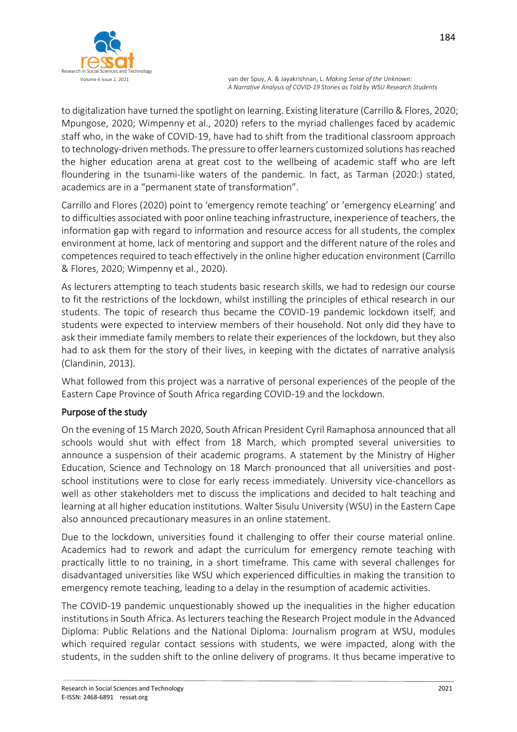to digitalization have turned the spotlight on learning. Existing literature (Carrillo & Flores, 2020; Mpungose, 2020; Wimpenny et al., 2020) refers to the myriad challenges faced by academic staff who, in the wake of COVID-19, have had to shift from the traditional classroom approach to technology-driven methods. The pressure to offer learners customized solutions has reached the higher education arena at great cost to the wellbeing of academic staff who are left floundering in the tsunami-like waters of the pandemic. In fact, as Tarman (2020:) stated, academics are in a "permanent state of transformation".

Carrillo and Flores (2020) point to 'emergency remote teaching' or 'emergency eLearning' and to difficulties associated with poor online teaching infrastructure, inexperience of teachers, the information gap with regard to information and resource access for all students, the complex environment at home, lack of mentoring and support and the different nature of the roles and competences required to teach effectively in the online higher education environment (Carrillo & Flores, 2020; Wimpenny et al., 2020).

As lecturers attempting to teach students basic research skills, we had to redesign our course to fit the restrictions of the lockdown, whilst instilling the principles of ethical research in our students. The topic of research thus became the COVID-19 pandemic lockdown itself, and students were expected to interview members of their household. Not only did they have to ask their immediate family members to relate their experiences of the lockdown, but they also had to ask them for the story of their lives, in keeping with the dictates of narrative analysis (Clandinin, 2013).

What followed from this project was a narrative of personal experiences of the people of the Eastern Cape Province of South Africa regarding COVID-19 and the lockdown.

## Purpose of the study

On the evening of 15 March 2020, South African President Cyril Ramaphosa announced that all schools would shut with effect from 18 March, which prompted several universities to announce a suspension of their academic programs. A statement by the Ministry of Higher Education, Science and Technology on 18 March pronounced that all universities and post-school institutions were to close for early recess immediately. University vice-chancellors as well as other stakeholders met to discuss the implications and decided to halt teaching and learning at all higher education institutions. Walter Sisulu University (WSU) in the Eastern Cape also announced precautionary measures in an online statement.

Due to the lockdown, universities found it challenging to offer their course material online. Academics had to rework and adapt the curriculum for emergency remote teaching with practically little to no training, in a short timeframe. This came with several challenges for disadvantaged universities like WSU which experienced difficulties in making the transition to emergency remote teaching, leading to a delay in the resumption of academic activities.

The COVID-19 pandemic unquestionably showed up the inequalities in the higher education institutions in South Africa. As lecturers teaching the Research Project module in the Advanced Diploma: Public Relations and the National Diploma: Journalism program at WSU, modules which required regular contact sessions with students, we were impacted, along with the students, in the sudden shift to the online delivery of programs. It thus became imperative to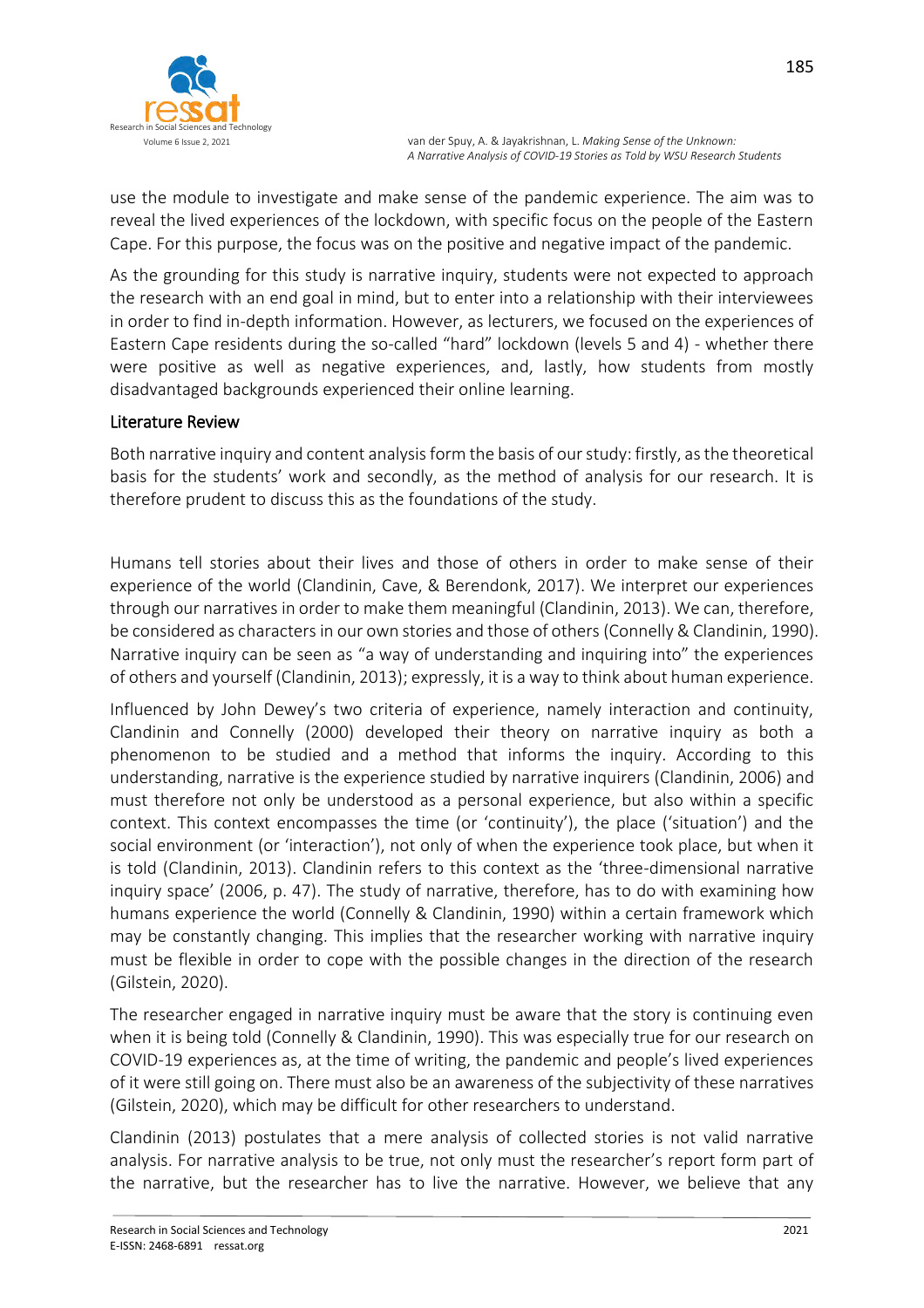use the module to investigate and make sense of the pandemic experience. The aim was to reveal the lived experiences of the lockdown, with specific focus on the people of the Eastern Cape. For this purpose, the focus was on the positive and negative impact of the pandemic.

As the grounding for this study is narrative inquiry, students were not expected to approach the research with an end goal in mind, but to enter into a relationship with their interviewees in order to find in-depth information. However, as lecturers, we focused on the experiences of Eastern Cape residents during the so-called "hard" lockdown (levels 5 and 4) - whether there were positive as well as negative experiences, and, lastly, how students from mostly disadvantaged backgrounds experienced their online learning.

## Literature Review

Both narrative inquiry and content analysis form the basis of our study: firstly, as the theoretical basis for the students' work and secondly, as the method of analysis for our research. It is therefore prudent to discuss this as the foundations of the study.

Humans tell stories about their lives and those of others in order to make sense of their experience of the world (Clandinin, Cave, & Berendonk, 2017). We interpret our experiences through our narratives in order to make them meaningful (Clandinin, 2013). We can, therefore, be considered as characters in our own stories and those of others (Connelly & Clandinin, 1990). Narrative inquiry can be seen as "a way of understanding and inquiring into" the experiences of others and yourself (Clandinin, 2013); expressly, it is a way to think about human experience.

Influenced by John Dewey's two criteria of experience, namely interaction and continuity, Clandinin and Connelly (2000) developed their theory on narrative inquiry as both a phenomenon to be studied and a method that informs the inquiry. According to this understanding, narrative is the experience studied by narrative inquirers (Clandinin, 2006) and must therefore not only be understood as a personal experience, but also within a specific context. This context encompasses the time (or 'continuity'), the place ('situation') and the social environment (or 'interaction'), not only of when the experience took place, but when it is told (Clandinin, 2013). Clandinin refers to this context as the 'three-dimensional narrative inquiry space' (2006, p. 47). The study of narrative, therefore, has to do with examining how humans experience the world (Connelly & Clandinin, 1990) within a certain framework which may be constantly changing. This implies that the researcher working with narrative inquiry must be flexible in order to cope with the possible changes in the direction of the research (Gilstein, 2020).

The researcher engaged in narrative inquiry must be aware that the story is continuing even when it is being told (Connelly & Clandinin, 1990). This was especially true for our research on COVID-19 experiences as, at the time of writing, the pandemic and people's lived experiences of it were still going on. There must also be an awareness of the subjectivity of these narratives (Gilstein, 2020), which may be difficult for other researchers to understand.

Clandinin (2013) postulates that a mere analysis of collected stories is not valid narrative analysis. For narrative analysis to be true, not only must the researcher's report form part of the narrative, but the researcher has to live the narrative. However, we believe that any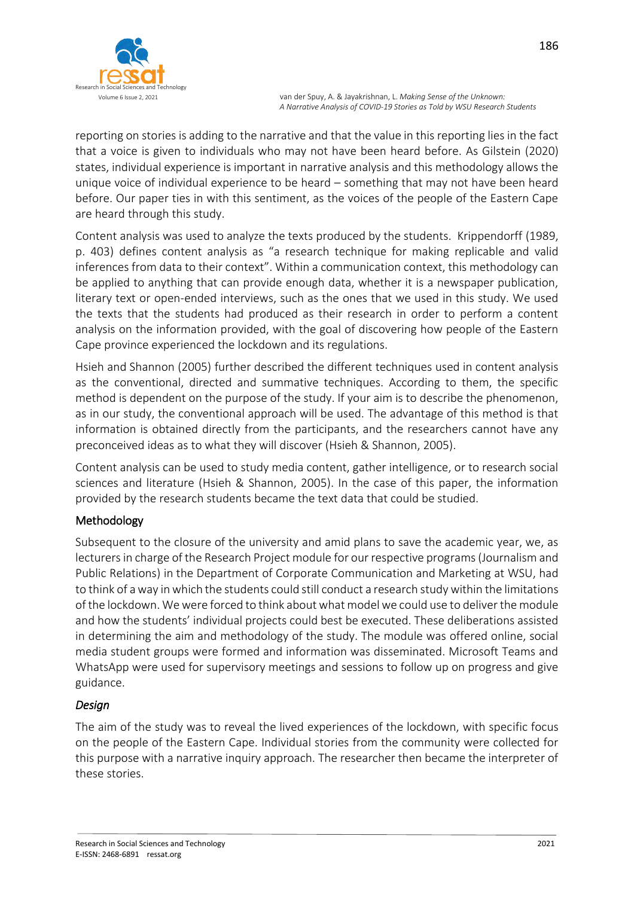reporting on stories is adding to the narrative and that the value in this reporting lies in the fact that a voice is given to individuals who may not have been heard before. As Gilstein (2020) states, individual experience is important in narrative analysis and this methodology allows the unique voice of individual experience to be heard – something that may not have been heard before. Our paper ties in with this sentiment, as the voices of the people of the Eastern Cape are heard through this study.

Content analysis was used to analyze the texts produced by the students. Krippendorff (1989, p. 403) defines content analysis as "a research technique for making replicable and valid inferences from data to their context". Within a communication context, this methodology can be applied to anything that can provide enough data, whether it is a newspaper publication, literary text or open-ended interviews, such as the ones that we used in this study. We used the texts that the students had produced as their research in order to perform a content analysis on the information provided, with the goal of discovering how people of the Eastern Cape province experienced the lockdown and its regulations.

Hsieh and Shannon (2005) further described the different techniques used in content analysis as the conventional, directed and summative techniques. According to them, the specific method is dependent on the purpose of the study. If your aim is to describe the phenomenon, as in our study, the conventional approach will be used. The advantage of this method is that information is obtained directly from the participants, and the researchers cannot have any preconceived ideas as to what they will discover (Hsieh & Shannon, 2005).

Content analysis can be used to study media content, gather intelligence, or to research social sciences and literature (Hsieh & Shannon, 2005). In the case of this paper, the information provided by the research students became the text data that could be studied.

## Methodology

Subsequent to the closure of the university and amid plans to save the academic year, we, as lecturers in charge of the Research Project module for our respective programs (Journalism and Public Relations) in the Department of Corporate Communication and Marketing at WSU, had to think of a way in which the students could still conduct a research study within the limitations of the lockdown. We were forced to think about what model we could use to deliver the module and how the students' individual projects could best be executed. These deliberations assisted in determining the aim and methodology of the study. The module was offered online, social media student groups were formed and information was disseminated. Microsoft Teams and WhatsApp were used for supervisory meetings and sessions to follow up on progress and give guidance.

### *Design*

The aim of the study was to reveal the lived experiences of the lockdown, with specific focus on the people of the Eastern Cape. Individual stories from the community were collected for this purpose with a narrative inquiry approach. The researcher then became the interpreter of these stories.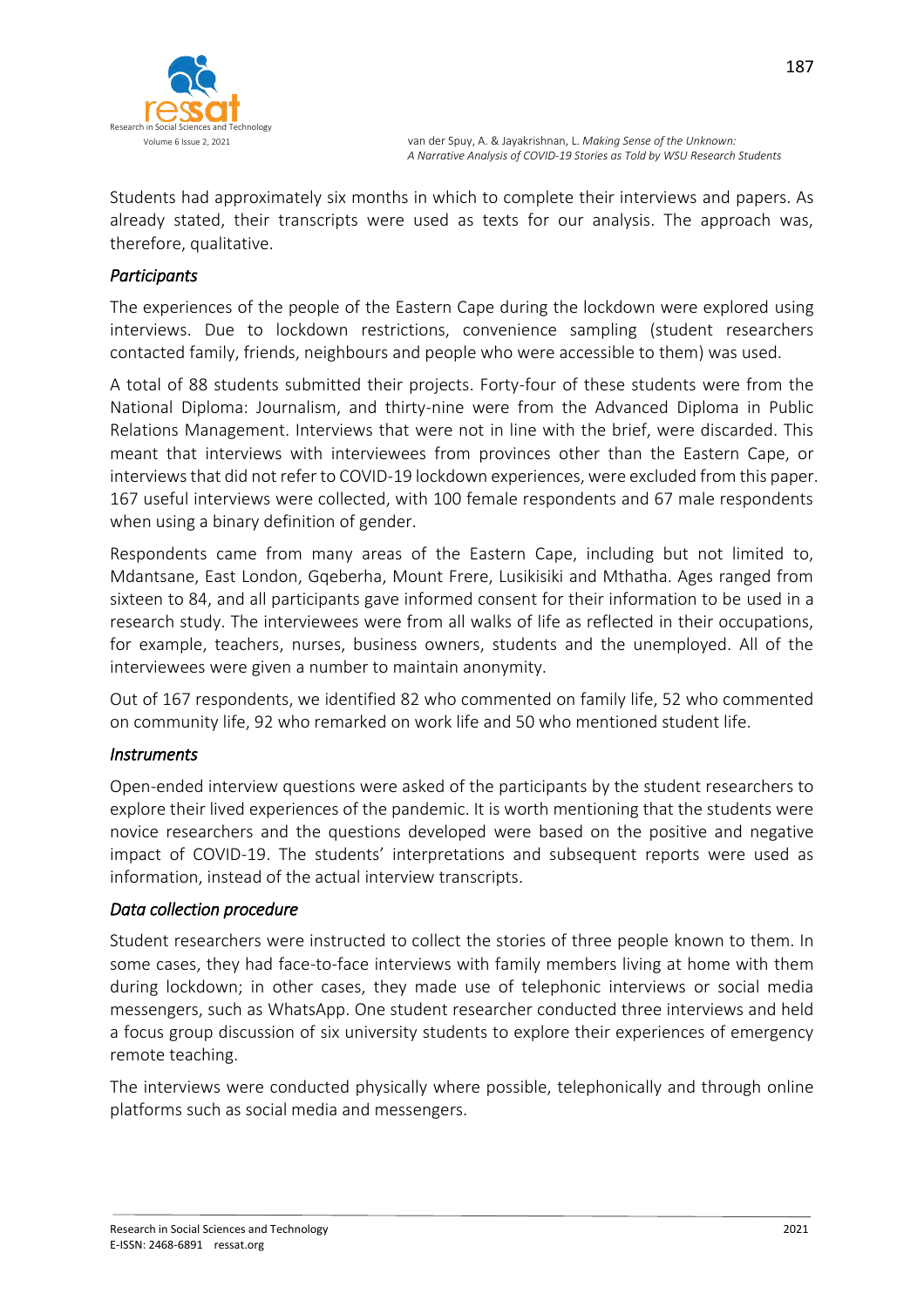Students had approximately six months in which to complete their interviews and papers. As already stated, their transcripts were used as texts for our analysis. The approach was, therefore, qualitative.

### *Participants*

The experiences of the people of the Eastern Cape during the lockdown were explored using interviews. Due to lockdown restrictions, convenience sampling (student researchers contacted family, friends, neighbours and people who were accessible to them) was used.

A total of 88 students submitted their projects. Forty-four of these students were from the National Diploma: Journalism, and thirty-nine were from the Advanced Diploma in Public Relations Management. Interviews that were not in line with the brief, were discarded. This meant that interviews with interviewees from provinces other than the Eastern Cape, or interviews that did not refer to COVID-19 lockdown experiences, were excluded from this paper. 167 useful interviews were collected, with 100 female respondents and 67 male respondents when using a binary definition of gender.

Respondents came from many areas of the Eastern Cape, including but not limited to, Mdantsane, East London, Gqeberha, Mount Frere, Lusikisiki and Mthatha. Ages ranged from sixteen to 84, and all participants gave informed consent for their information to be used in a research study. The interviewees were from all walks of life as reflected in their occupations, for example, teachers, nurses, business owners, students and the unemployed. All of the interviewees were given a number to maintain anonymity.

Out of 167 respondents, we identified 82 who commented on family life, 52 who commented on community life, 92 who remarked on work life and 50 who mentioned student life.

### *Instruments*

Open-ended interview questions were asked of the participants by the student researchers to explore their lived experiences of the pandemic. It is worth mentioning that the students were novice researchers and the questions developed were based on the positive and negative impact of COVID-19. The students' interpretations and subsequent reports were used as information, instead of the actual interview transcripts.

### *Data collection procedure*

Student researchers were instructed to collect the stories of three people known to them. In some cases, they had face-to-face interviews with family members living at home with them during lockdown; in other cases, they made use of telephonic interviews or social media messengers, such as WhatsApp. One student researcher conducted three interviews and held a focus group discussion of six university students to explore their experiences of emergency remote teaching.

The interviews were conducted physically where possible, telephonically and through online platforms such as social media and messengers.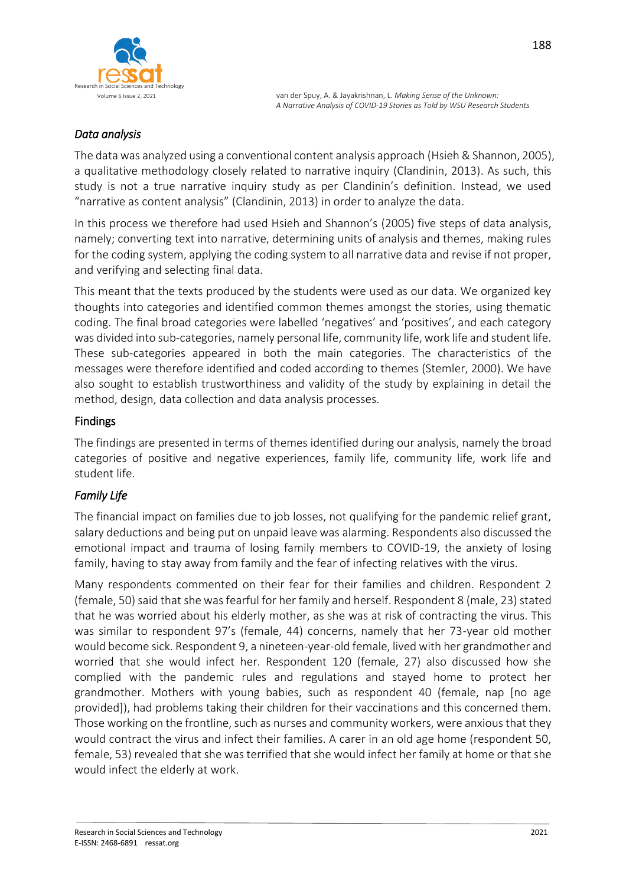### *Data analysis*

The data was analyzed using a conventional content analysis approach (Hsieh & Shannon, 2005), a qualitative methodology closely related to narrative inquiry (Clandinin, 2013). As such, this study is not a true narrative inquiry study as per Clandinin's definition. Instead, we used "narrative as content analysis" (Clandinin, 2013) in order to analyze the data.

In this process we therefore had used Hsieh and Shannon's (2005) five steps of data analysis, namely; converting text into narrative, determining units of analysis and themes, making rules for the coding system, applying the coding system to all narrative data and revise if not proper, and verifying and selecting final data.

This meant that the texts produced by the students were used as our data. We organized key thoughts into categories and identified common themes amongst the stories, using thematic coding. The final broad categories were labelled 'negatives' and 'positives', and each category was divided into sub-categories, namely personal life, community life, work life and student life. These sub-categories appeared in both the main categories. The characteristics of the messages were therefore identified and coded according to themes (Stemler, 2000). We have also sought to establish trustworthiness and validity of the study by explaining in detail the method, design, data collection and data analysis processes.

## Findings

The findings are presented in terms of themes identified during our analysis, namely the broad categories of positive and negative experiences, family life, community life, work life and student life.

### *Family Life*

The financial impact on families due to job losses, not qualifying for the pandemic relief grant, salary deductions and being put on unpaid leave was alarming. Respondents also discussed the emotional impact and trauma of losing family members to COVID-19, the anxiety of losing family, having to stay away from family and the fear of infecting relatives with the virus.

Many respondents commented on their fear for their families and children. Respondent 2 (female, 50) said that she was fearful for her family and herself. Respondent 8 (male, 23) stated that he was worried about his elderly mother, as she was at risk of contracting the virus. This was similar to respondent 97's (female, 44) concerns, namely that her 73-year old mother would become sick. Respondent 9, a nineteen-year-old female, lived with her grandmother and worried that she would infect her. Respondent 120 (female, 27) also discussed how she complied with the pandemic rules and regulations and stayed home to protect her grandmother. Mothers with young babies, such as respondent 40 (female, nap [no age provided]), had problems taking their children for their vaccinations and this concerned them. Those working on the frontline, such as nurses and community workers, were anxious that they would contract the virus and infect their families. A carer in an old age home (respondent 50, female, 53) revealed that she was terrified that she would infect her family at home or that she would infect the elderly at work.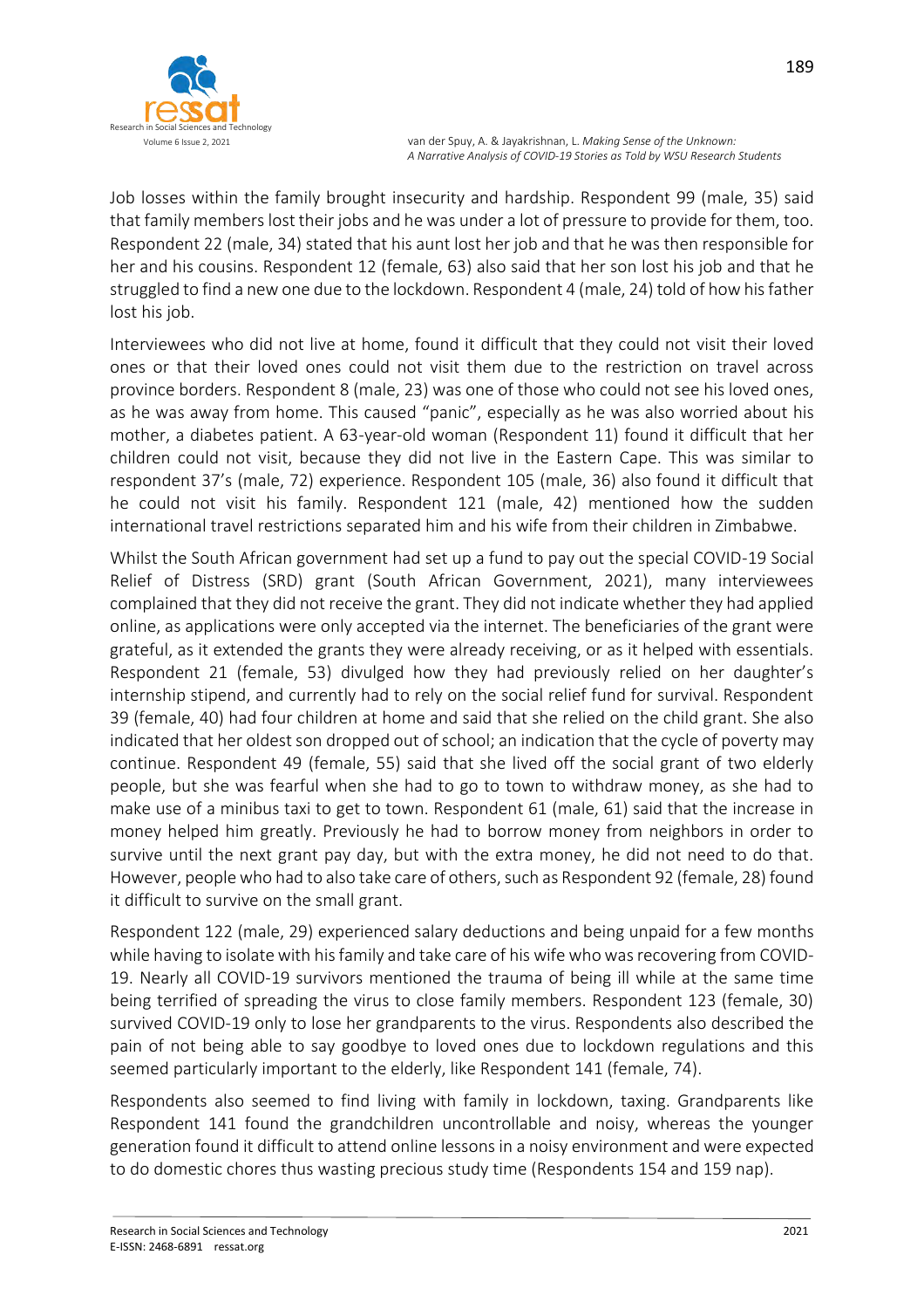Job losses within the family brought insecurity and hardship. Respondent 99 (male, 35) said that family members lost their jobs and he was under a lot of pressure to provide for them, too. Respondent 22 (male, 34) stated that his aunt lost her job and that he was then responsible for her and his cousins. Respondent 12 (female, 63) also said that her son lost his job and that he struggled to find a new one due to the lockdown. Respondent 4 (male, 24) told of how his father lost his job.

Interviewees who did not live at home, found it difficult that they could not visit their loved ones or that their loved ones could not visit them due to the restriction on travel across province borders. Respondent 8 (male, 23) was one of those who could not see his loved ones, as he was away from home. This caused "panic", especially as he was also worried about his mother, a diabetes patient. A 63-year-old woman (Respondent 11) found it difficult that her children could not visit, because they did not live in the Eastern Cape. This was similar to respondent 37's (male, 72) experience. Respondent 105 (male, 36) also found it difficult that he could not visit his family. Respondent 121 (male, 42) mentioned how the sudden international travel restrictions separated him and his wife from their children in Zimbabwe.

Whilst the South African government had set up a fund to pay out the special COVID-19 Social Relief of Distress (SRD) grant (South African Government, 2021), many interviewees complained that they did not receive the grant. They did not indicate whether they had applied online, as applications were only accepted via the internet. The beneficiaries of the grant were grateful, as it extended the grants they were already receiving, or as it helped with essentials. Respondent 21 (female, 53) divulged how they had previously relied on her daughter's internship stipend, and currently had to rely on the social relief fund for survival. Respondent 39 (female, 40) had four children at home and said that she relied on the child grant. She also indicated that her oldest son dropped out of school; an indication that the cycle of poverty may continue. Respondent 49 (female, 55) said that she lived off the social grant of two elderly people, but she was fearful when she had to go to town to withdraw money, as she had to make use of a minibus taxi to get to town. Respondent 61 (male, 61) said that the increase in money helped him greatly. Previously he had to borrow money from neighbors in order to survive until the next grant pay day, but with the extra money, he did not need to do that. However, people who had to also take care of others, such as Respondent 92 (female, 28) found it difficult to survive on the small grant.

Respondent 122 (male, 29) experienced salary deductions and being unpaid for a few months while having to isolate with his family and take care of his wife who was recovering from COVID-19. Nearly all COVID-19 survivors mentioned the trauma of being ill while at the same time being terrified of spreading the virus to close family members. Respondent 123 (female, 30) survived COVID-19 only to lose her grandparents to the virus. Respondents also described the pain of not being able to say goodbye to loved ones due to lockdown regulations and this seemed particularly important to the elderly, like Respondent 141 (female, 74).

Respondents also seemed to find living with family in lockdown, taxing. Grandparents like Respondent 141 found the grandchildren uncontrollable and noisy, whereas the younger generation found it difficult to attend online lessons in a noisy environment and were expected to do domestic chores thus wasting precious study time (Respondents 154 and 159 nap).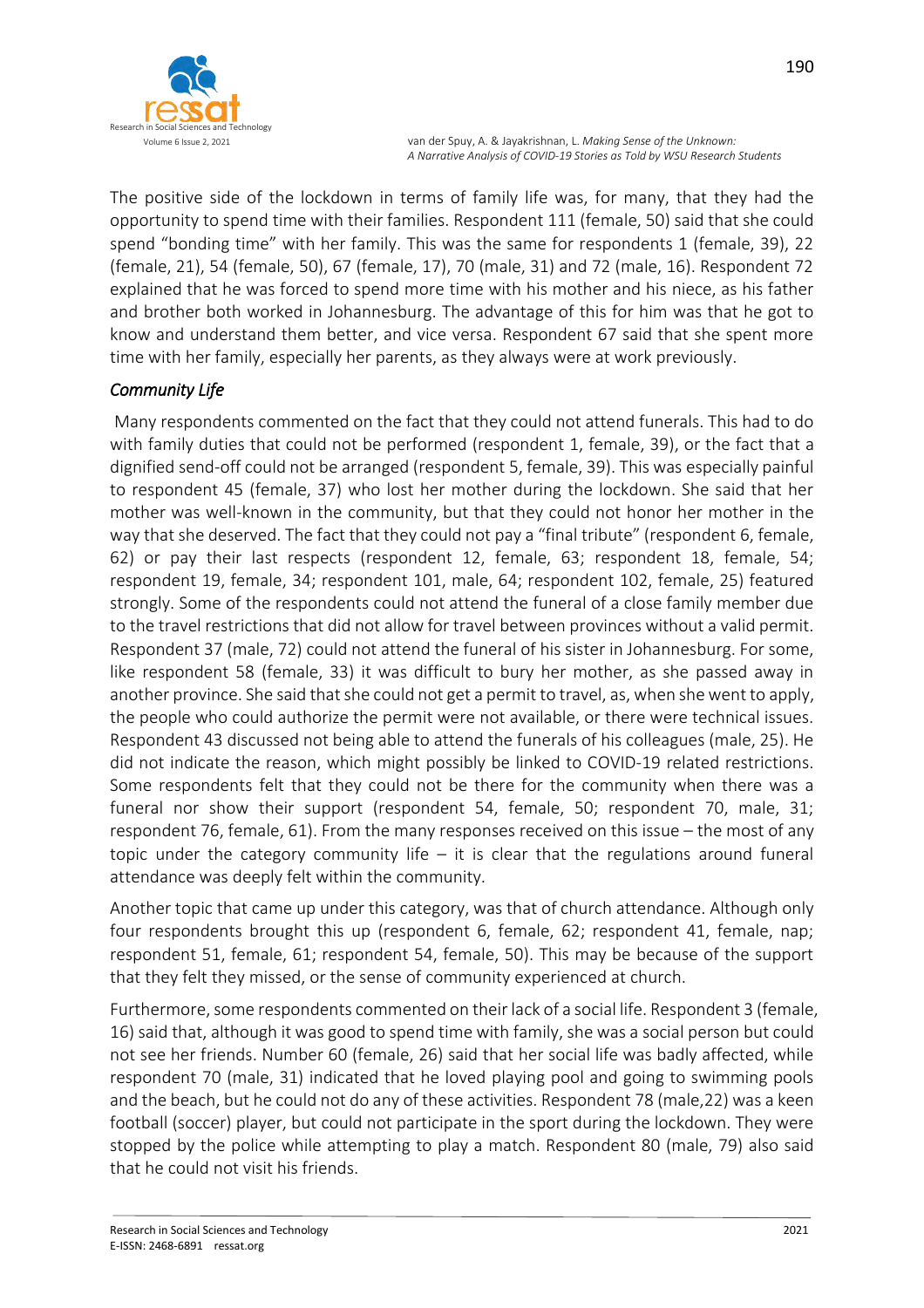The positive side of the lockdown in terms of family life was, for many, that they had the opportunity to spend time with their families. Respondent 111 (female, 50) said that she could spend "bonding time" with her family. This was the same for respondents 1 (female, 39), 22 (female, 21), 54 (female, 50), 67 (female, 17), 70 (male, 31) and 72 (male, 16). Respondent 72 explained that he was forced to spend more time with his mother and his niece, as his father and brother both worked in Johannesburg. The advantage of this for him was that he got to know and understand them better, and vice versa. Respondent 67 said that she spent more time with her family, especially her parents, as they always were at work previously.

### *Community Life*

Many respondents commented on the fact that they could not attend funerals. This had to do with family duties that could not be performed (respondent 1, female, 39), or the fact that a dignified send-off could not be arranged (respondent 5, female, 39). This was especially painful to respondent 45 (female, 37) who lost her mother during the lockdown. She said that her mother was well-known in the community, but that they could not honor her mother in the way that she deserved. The fact that they could not pay a "final tribute" (respondent 6, female, 62) or pay their last respects (respondent 12, female, 63; respondent 18, female, 54; respondent 19, female, 34; respondent 101, male, 64; respondent 102, female, 25) featured strongly. Some of the respondents could not attend the funeral of a close family member due to the travel restrictions that did not allow for travel between provinces without a valid permit. Respondent 37 (male, 72) could not attend the funeral of his sister in Johannesburg. For some, like respondent 58 (female, 33) it was difficult to bury her mother, as she passed away in another province. She said that she could not get a permit to travel, as, when she went to apply, the people who could authorize the permit were not available, or there were technical issues. Respondent 43 discussed not being able to attend the funerals of his colleagues (male, 25). He did not indicate the reason, which might possibly be linked to COVID-19 related restrictions. Some respondents felt that they could not be there for the community when there was a funeral nor show their support (respondent 54, female, 50; respondent 70, male, 31; respondent 76, female, 61). From the many responses received on this issue – the most of any topic under the category community life – it is clear that the regulations around funeral attendance was deeply felt within the community.

Another topic that came up under this category, was that of church attendance. Although only four respondents brought this up (respondent 6, female, 62; respondent 41, female, nap; respondent 51, female, 61; respondent 54, female, 50). This may be because of the support that they felt they missed, or the sense of community experienced at church.

Furthermore, some respondents commented on their lack of a social life. Respondent 3 (female, 16) said that, although it was good to spend time with family, she was a social person but could not see her friends. Number 60 (female, 26) said that her social life was badly affected, while respondent 70 (male, 31) indicated that he loved playing pool and going to swimming pools and the beach, but he could not do any of these activities. Respondent 78 (male,22) was a keen football (soccer) player, but could not participate in the sport during the lockdown. They were stopped by the police while attempting to play a match. Respondent 80 (male, 79) also said that he could not visit his friends.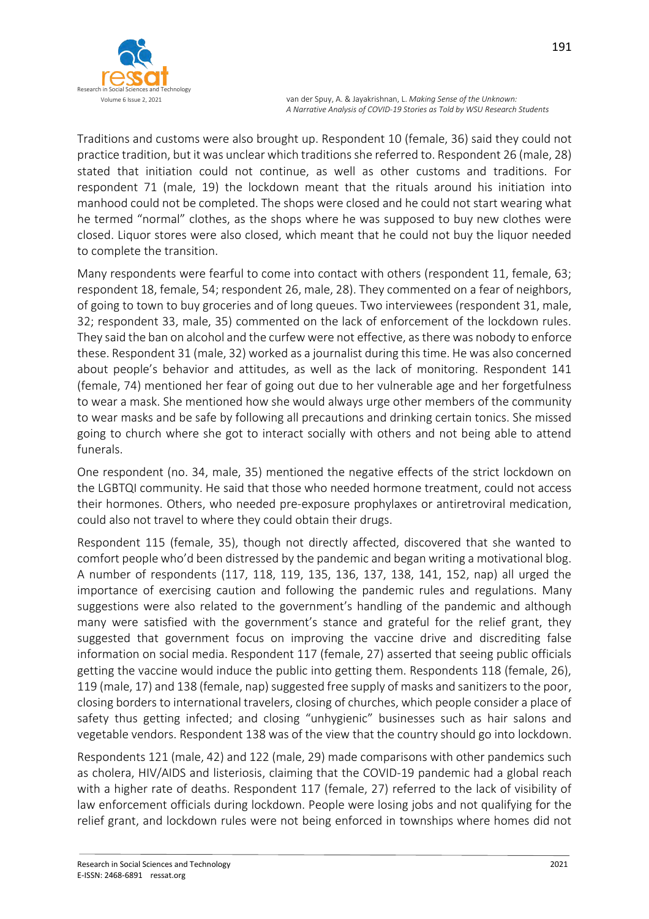Traditions and customs were also brought up. Respondent 10 (female, 36) said they could not practice tradition, but it was unclear which traditions she referred to. Respondent 26 (male, 28) stated that initiation could not continue, as well as other customs and traditions. For respondent 71 (male, 19) the lockdown meant that the rituals around his initiation into manhood could not be completed. The shops were closed and he could not start wearing what he termed "normal" clothes, as the shops where he was supposed to buy new clothes were closed. Liquor stores were also closed, which meant that he could not buy the liquor needed to complete the transition.

Many respondents were fearful to come into contact with others (respondent 11, female, 63; respondent 18, female, 54; respondent 26, male, 28). They commented on a fear of neighbors, of going to town to buy groceries and of long queues. Two interviewees (respondent 31, male, 32; respondent 33, male, 35) commented on the lack of enforcement of the lockdown rules. They said the ban on alcohol and the curfew were not effective, as there was nobody to enforce these. Respondent 31 (male, 32) worked as a journalist during this time. He was also concerned about people's behavior and attitudes, as well as the lack of monitoring. Respondent 141 (female, 74) mentioned her fear of going out due to her vulnerable age and her forgetfulness to wear a mask. She mentioned how she would always urge other members of the community to wear masks and be safe by following all precautions and drinking certain tonics. She missed going to church where she got to interact socially with others and not being able to attend funerals.

One respondent (no. 34, male, 35) mentioned the negative effects of the strict lockdown on the LGBTQI community. He said that those who needed hormone treatment, could not access their hormones. Others, who needed pre-exposure prophylaxes or antiretroviral medication, could also not travel to where they could obtain their drugs.

Respondent 115 (female, 35), though not directly affected, discovered that she wanted to comfort people who'd been distressed by the pandemic and began writing a motivational blog. A number of respondents (117, 118, 119, 135, 136, 137, 138, 141, 152, nap) all urged the importance of exercising caution and following the pandemic rules and regulations. Many suggestions were also related to the government's handling of the pandemic and although many were satisfied with the government's stance and grateful for the relief grant, they suggested that government focus on improving the vaccine drive and discrediting false information on social media. Respondent 117 (female, 27) asserted that seeing public officials getting the vaccine would induce the public into getting them. Respondents 118 (female, 26), 119 (male, 17) and 138 (female, nap) suggested free supply of masks and sanitizers to the poor, closing borders to international travelers, closing of churches, which people consider a place of safety thus getting infected; and closing "unhygienic" businesses such as hair salons and vegetable vendors. Respondent 138 was of the view that the country should go into lockdown.

Respondents 121 (male, 42) and 122 (male, 29) made comparisons with other pandemics such as cholera, HIV/AIDS and listeriosis, claiming that the COVID-19 pandemic had a global reach with a higher rate of deaths. Respondent 117 (female, 27) referred to the lack of visibility of law enforcement officials during lockdown. People were losing jobs and not qualifying for the relief grant, and lockdown rules were not being enforced in townships where homes did not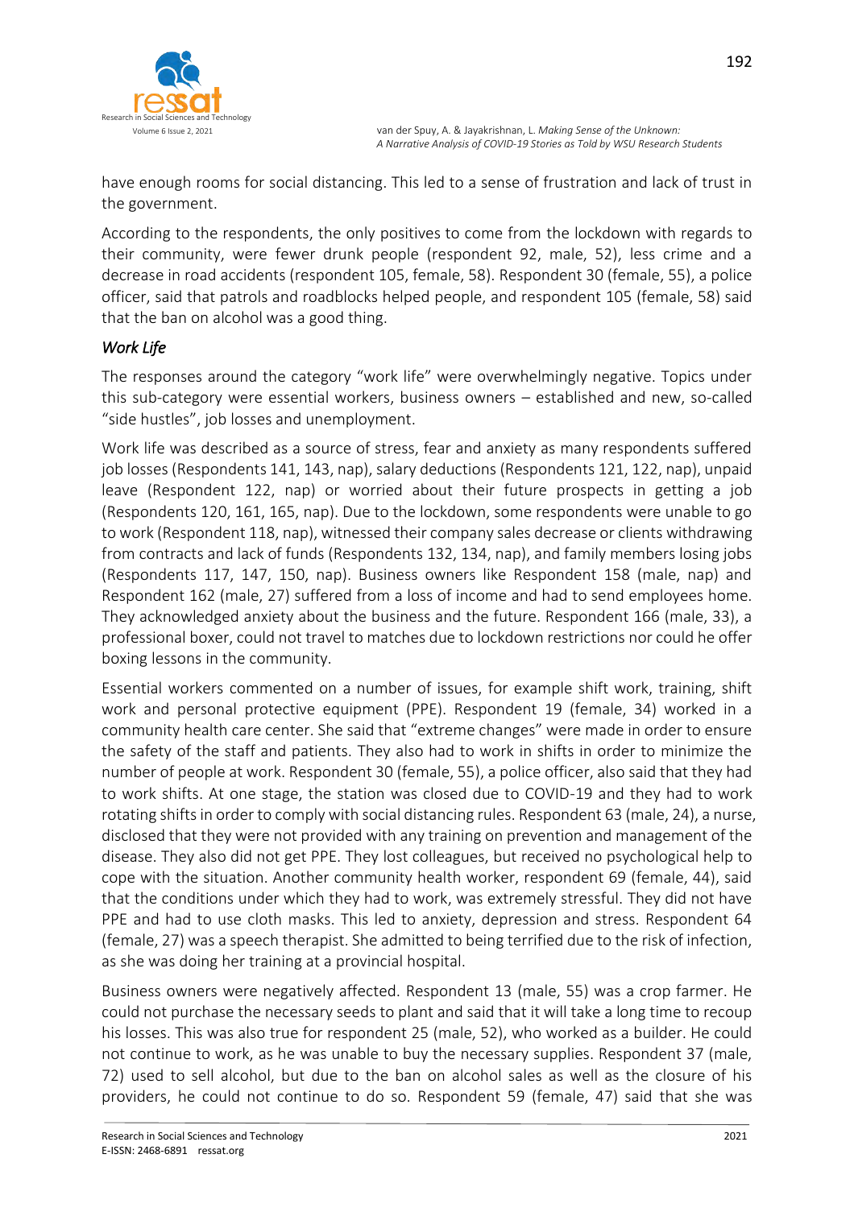have enough rooms for social distancing. This led to a sense of frustration and lack of trust in the government.

According to the respondents, the only positives to come from the lockdown with regards to their community, were fewer drunk people (respondent 92, male, 52), less crime and a decrease in road accidents (respondent 105, female, 58). Respondent 30 (female, 55), a police officer, said that patrols and roadblocks helped people, and respondent 105 (female, 58) said that the ban on alcohol was a good thing.

### *Work Life*

The responses around the category "work life" were overwhelmingly negative. Topics under this sub-category were essential workers, business owners – established and new, so-called "side hustles", job losses and unemployment.

Work life was described as a source of stress, fear and anxiety as many respondents suffered job losses (Respondents 141, 143, nap), salary deductions (Respondents 121, 122, nap), unpaid leave (Respondent 122, nap) or worried about their future prospects in getting a job (Respondents 120, 161, 165, nap). Due to the lockdown, some respondents were unable to go to work (Respondent 118, nap), witnessed their company sales decrease or clients withdrawing from contracts and lack of funds (Respondents 132, 134, nap), and family members losing jobs (Respondents 117, 147, 150, nap). Business owners like Respondent 158 (male, nap) and Respondent 162 (male, 27) suffered from a loss of income and had to send employees home. They acknowledged anxiety about the business and the future. Respondent 166 (male, 33), a professional boxer, could not travel to matches due to lockdown restrictions nor could he offer boxing lessons in the community.

Essential workers commented on a number of issues, for example shift work, training, shift work and personal protective equipment (PPE). Respondent 19 (female, 34) worked in a community health care center. She said that "extreme changes" were made in order to ensure the safety of the staff and patients. They also had to work in shifts in order to minimize the number of people at work. Respondent 30 (female, 55), a police officer, also said that they had to work shifts. At one stage, the station was closed due to COVID-19 and they had to work rotating shifts in order to comply with social distancing rules. Respondent 63 (male, 24), a nurse, disclosed that they were not provided with any training on prevention and management of the disease. They also did not get PPE. They lost colleagues, but received no psychological help to cope with the situation. Another community health worker, respondent 69 (female, 44), said that the conditions under which they had to work, was extremely stressful. They did not have PPE and had to use cloth masks. This led to anxiety, depression and stress. Respondent 64 (female, 27) was a speech therapist. She admitted to being terrified due to the risk of infection, as she was doing her training at a provincial hospital.

Business owners were negatively affected. Respondent 13 (male, 55) was a crop farmer. He could not purchase the necessary seeds to plant and said that it will take a long time to recoup his losses. This was also true for respondent 25 (male, 52), who worked as a builder. He could not continue to work, as he was unable to buy the necessary supplies. Respondent 37 (male, 72) used to sell alcohol, but due to the ban on alcohol sales as well as the closure of his providers, he could not continue to do so. Respondent 59 (female, 47) said that she was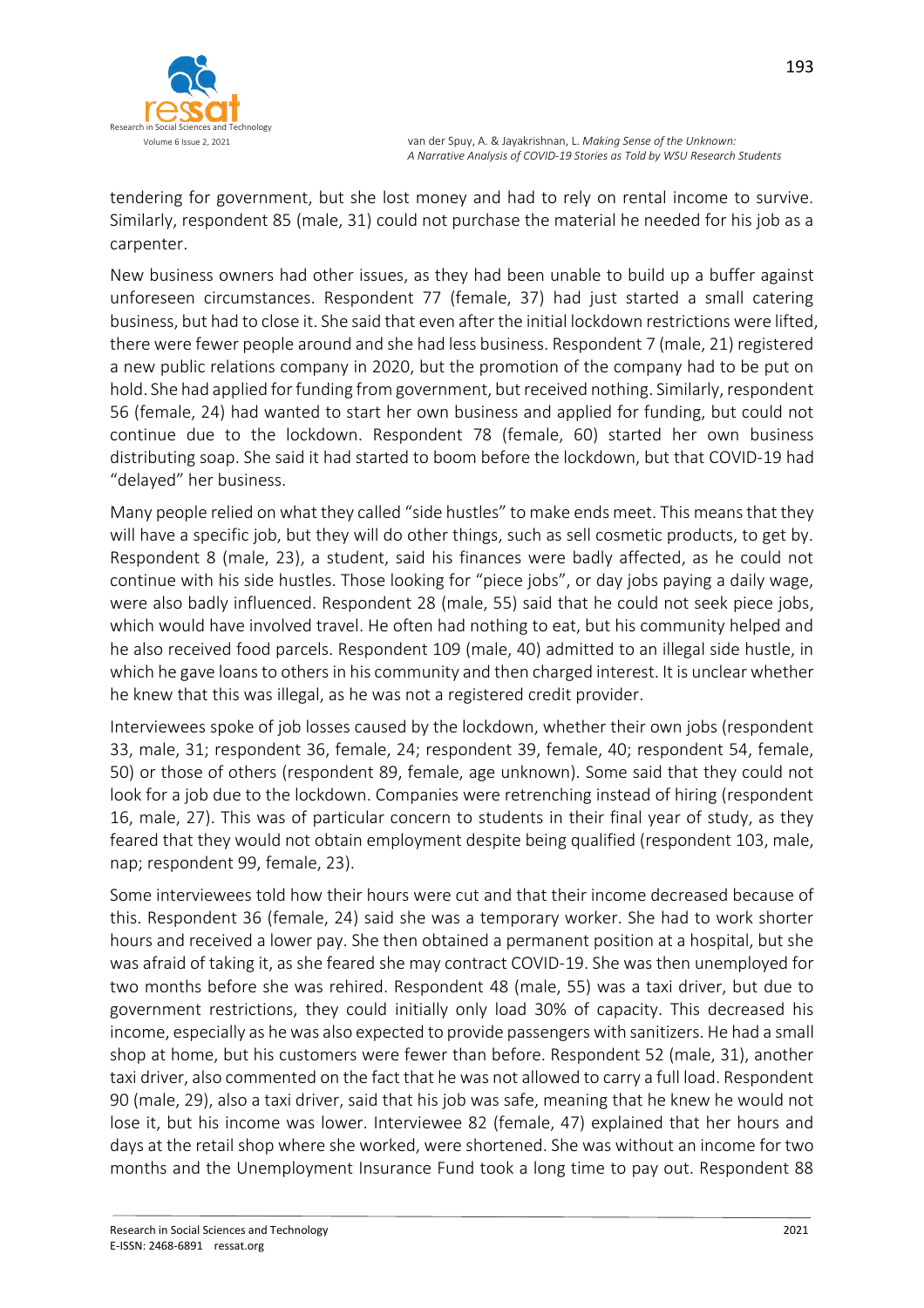tendering for government, but she lost money and had to rely on rental income to survive. Similarly, respondent 85 (male, 31) could not purchase the material he needed for his job as a carpenter.

New business owners had other issues, as they had been unable to build up a buffer against unforeseen circumstances. Respondent 77 (female, 37) had just started a small catering business, but had to close it. She said that even after the initial lockdown restrictions were lifted, there were fewer people around and she had less business. Respondent 7 (male, 21) registered a new public relations company in 2020, but the promotion of the company had to be put on hold. She had applied for funding from government, but received nothing. Similarly, respondent 56 (female, 24) had wanted to start her own business and applied for funding, but could not continue due to the lockdown. Respondent 78 (female, 60) started her own business distributing soap. She said it had started to boom before the lockdown, but that COVID-19 had "delayed" her business.

Many people relied on what they called "side hustles" to make ends meet. This means that they will have a specific job, but they will do other things, such as sell cosmetic products, to get by. Respondent 8 (male, 23), a student, said his finances were badly affected, as he could not continue with his side hustles. Those looking for "piece jobs", or day jobs paying a daily wage, were also badly influenced. Respondent 28 (male, 55) said that he could not seek piece jobs, which would have involved travel. He often had nothing to eat, but his community helped and he also received food parcels. Respondent 109 (male, 40) admitted to an illegal side hustle, in which he gave loans to others in his community and then charged interest. It is unclear whether he knew that this was illegal, as he was not a registered credit provider.

Interviewees spoke of job losses caused by the lockdown, whether their own jobs (respondent 33, male, 31; respondent 36, female, 24; respondent 39, female, 40; respondent 54, female, 50) or those of others (respondent 89, female, age unknown). Some said that they could not look for a job due to the lockdown. Companies were retrenching instead of hiring (respondent 16, male, 27). This was of particular concern to students in their final year of study, as they feared that they would not obtain employment despite being qualified (respondent 103, male, nap; respondent 99, female, 23).

Some interviewees told how their hours were cut and that their income decreased because of this. Respondent 36 (female, 24) said she was a temporary worker. She had to work shorter hours and received a lower pay. She then obtained a permanent position at a hospital, but she was afraid of taking it, as she feared she may contract COVID-19. She was then unemployed for two months before she was rehired. Respondent 48 (male, 55) was a taxi driver, but due to government restrictions, they could initially only load 30% of capacity. This decreased his income, especially as he was also expected to provide passengers with sanitizers. He had a small shop at home, but his customers were fewer than before. Respondent 52 (male, 31), another taxi driver, also commented on the fact that he was not allowed to carry a full load. Respondent 90 (male, 29), also a taxi driver, said that his job was safe, meaning that he knew he would not lose it, but his income was lower. Interviewee 82 (female, 47) explained that her hours and days at the retail shop where she worked, were shortened. She was without an income for two months and the Unemployment Insurance Fund took a long time to pay out. Respondent 88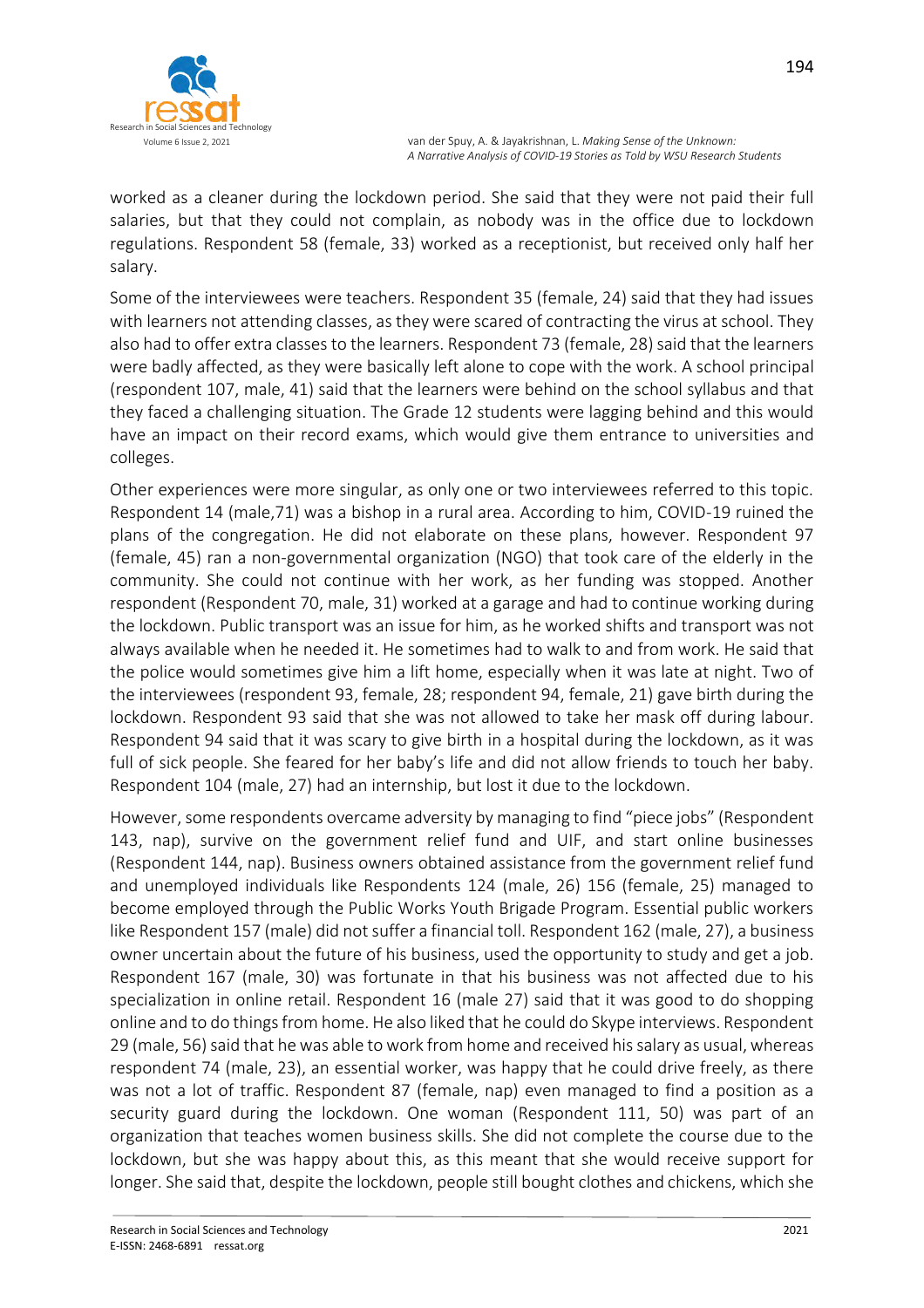worked as a cleaner during the lockdown period. She said that they were not paid their full salaries, but that they could not complain, as nobody was in the office due to lockdown regulations. Respondent 58 (female, 33) worked as a receptionist, but received only half her salary.

Some of the interviewees were teachers. Respondent 35 (female, 24) said that they had issues with learners not attending classes, as they were scared of contracting the virus at school. They also had to offer extra classes to the learners. Respondent 73 (female, 28) said that the learners were badly affected, as they were basically left alone to cope with the work. A school principal (respondent 107, male, 41) said that the learners were behind on the school syllabus and that they faced a challenging situation. The Grade 12 students were lagging behind and this would have an impact on their record exams, which would give them entrance to universities and colleges.

Other experiences were more singular, as only one or two interviewees referred to this topic. Respondent 14 (male,71) was a bishop in a rural area. According to him, COVID-19 ruined the plans of the congregation. He did not elaborate on these plans, however. Respondent 97 (female, 45) ran a non-governmental organization (NGO) that took care of the elderly in the community. She could not continue with her work, as her funding was stopped. Another respondent (Respondent 70, male, 31) worked at a garage and had to continue working during the lockdown. Public transport was an issue for him, as he worked shifts and transport was not always available when he needed it. He sometimes had to walk to and from work. He said that the police would sometimes give him a lift home, especially when it was late at night. Two of the interviewees (respondent 93, female, 28; respondent 94, female, 21) gave birth during the lockdown. Respondent 93 said that she was not allowed to take her mask off during labour. Respondent 94 said that it was scary to give birth in a hospital during the lockdown, as it was full of sick people. She feared for her baby's life and did not allow friends to touch her baby. Respondent 104 (male, 27) had an internship, but lost it due to the lockdown.

However, some respondents overcame adversity by managing to find "piece jobs" (Respondent 143, nap), survive on the government relief fund and UIF, and start online businesses (Respondent 144, nap). Business owners obtained assistance from the government relief fund and unemployed individuals like Respondents 124 (male, 26) 156 (female, 25) managed to become employed through the Public Works Youth Brigade Program. Essential public workers like Respondent 157 (male) did not suffer a financial toll. Respondent 162 (male, 27), a business owner uncertain about the future of his business, used the opportunity to study and get a job. Respondent 167 (male, 30) was fortunate in that his business was not affected due to his specialization in online retail. Respondent 16 (male 27) said that it was good to do shopping online and to do things from home. He also liked that he could do Skype interviews. Respondent 29 (male, 56) said that he was able to work from home and received his salary as usual, whereas respondent 74 (male, 23), an essential worker, was happy that he could drive freely, as there was not a lot of traffic. Respondent 87 (female, nap) even managed to find a position as a security guard during the lockdown. One woman (Respondent 111, 50) was part of an organization that teaches women business skills. She did not complete the course due to the lockdown, but she was happy about this, as this meant that she would receive support for longer. She said that, despite the lockdown, people still bought clothes and chickens, which she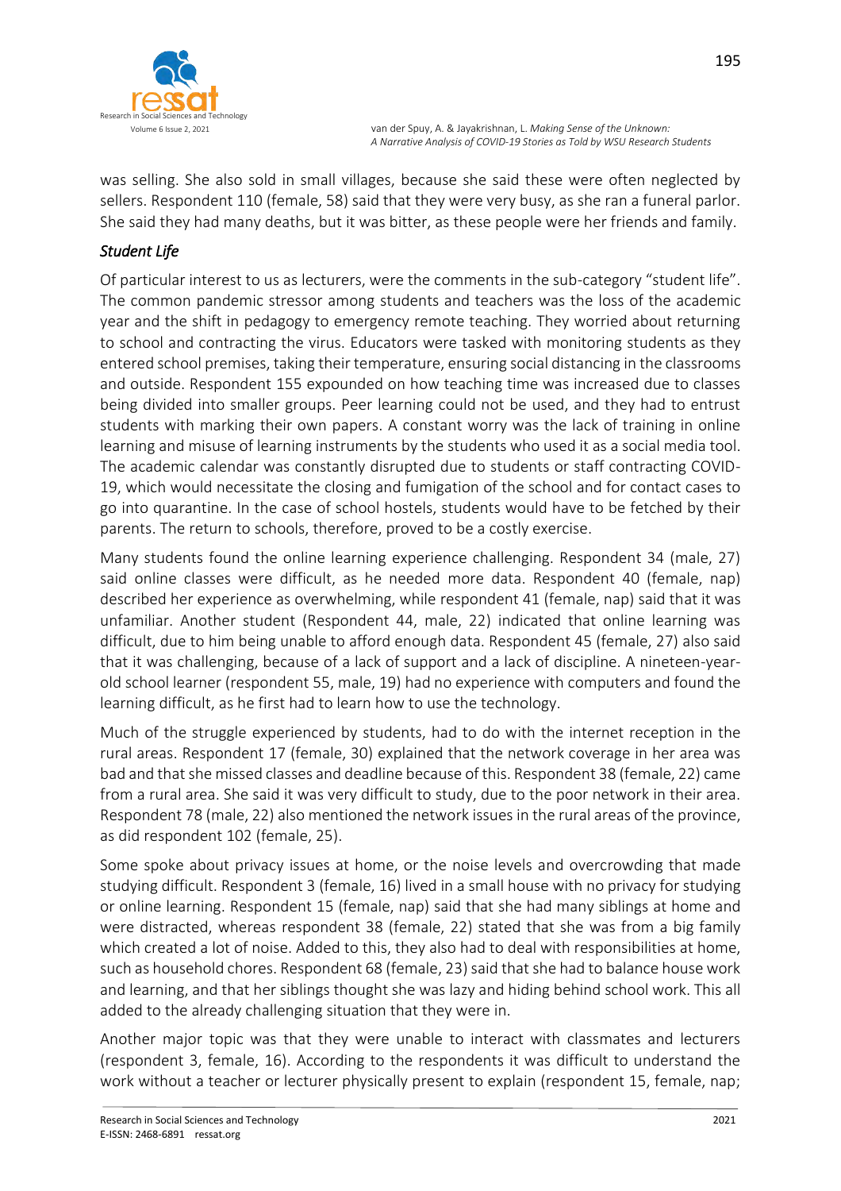was selling. She also sold in small villages, because she said these were often neglected by sellers. Respondent 110 (female, 58) said that they were very busy, as she ran a funeral parlor. She said they had many deaths, but it was bitter, as these people were her friends and family.

### *Student Life*

Of particular interest to us as lecturers, were the comments in the sub-category "student life". The common pandemic stressor among students and teachers was the loss of the academic year and the shift in pedagogy to emergency remote teaching. They worried about returning to school and contracting the virus. Educators were tasked with monitoring students as they entered school premises, taking their temperature, ensuring social distancing in the classrooms and outside. Respondent 155 expounded on how teaching time was increased due to classes being divided into smaller groups. Peer learning could not be used, and they had to entrust students with marking their own papers. A constant worry was the lack of training in online learning and misuse of learning instruments by the students who used it as a social media tool. The academic calendar was constantly disrupted due to students or staff contracting COVID-19, which would necessitate the closing and fumigation of the school and for contact cases to go into quarantine. In the case of school hostels, students would have to be fetched by their parents. The return to schools, therefore, proved to be a costly exercise.

Many students found the online learning experience challenging. Respondent 34 (male, 27) said online classes were difficult, as he needed more data. Respondent 40 (female, nap) described her experience as overwhelming, while respondent 41 (female, nap) said that it was unfamiliar. Another student (Respondent 44, male, 22) indicated that online learning was difficult, due to him being unable to afford enough data. Respondent 45 (female, 27) also said that it was challenging, because of a lack of support and a lack of discipline. A nineteen-year-old school learner (respondent 55, male, 19) had no experience with computers and found the learning difficult, as he first had to learn how to use the technology.

Much of the struggle experienced by students, had to do with the internet reception in the rural areas. Respondent 17 (female, 30) explained that the network coverage in her area was bad and that she missed classes and deadline because of this. Respondent 38 (female, 22) came from a rural area. She said it was very difficult to study, due to the poor network in their area. Respondent 78 (male, 22) also mentioned the network issues in the rural areas of the province, as did respondent 102 (female, 25).

Some spoke about privacy issues at home, or the noise levels and overcrowding that made studying difficult. Respondent 3 (female, 16) lived in a small house with no privacy for studying or online learning. Respondent 15 (female, nap) said that she had many siblings at home and were distracted, whereas respondent 38 (female, 22) stated that she was from a big family which created a lot of noise. Added to this, they also had to deal with responsibilities at home, such as household chores. Respondent 68 (female, 23) said that she had to balance house work and learning, and that her siblings thought she was lazy and hiding behind school work. This all added to the already challenging situation that they were in.

Another major topic was that they were unable to interact with classmates and lecturers (respondent 3, female, 16). According to the respondents it was difficult to understand the work without a teacher or lecturer physically present to explain (respondent 15, female, nap;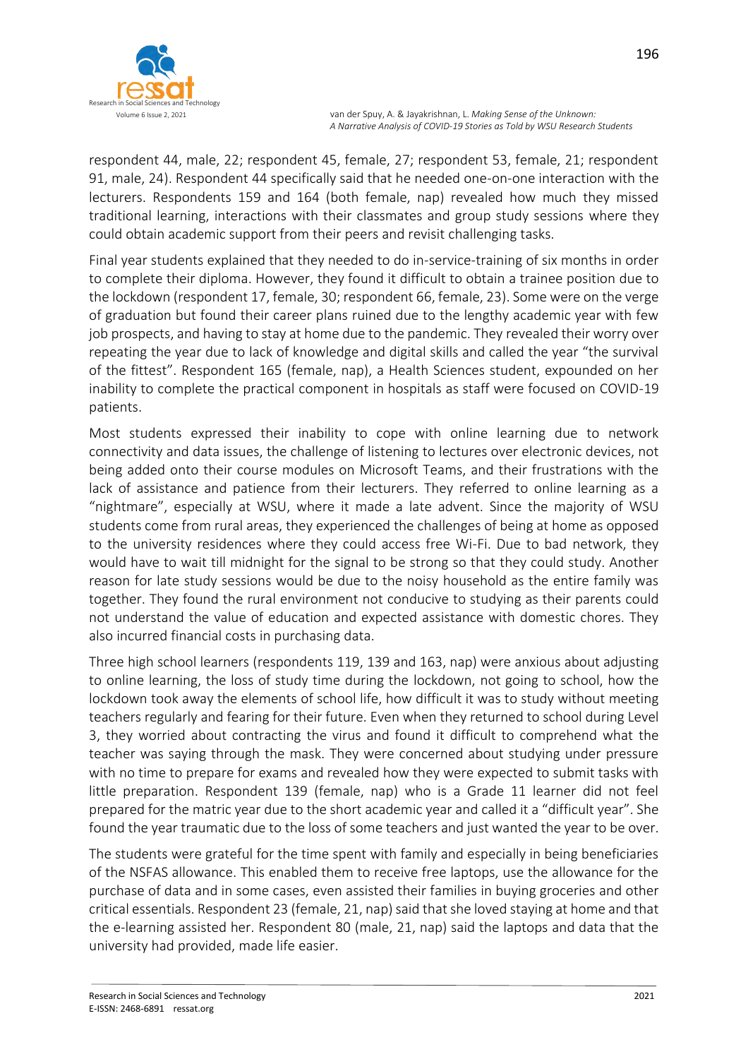respondent 44, male, 22; respondent 45, female, 27; respondent 53, female, 21; respondent 91, male, 24). Respondent 44 specifically said that he needed one-on-one interaction with the lecturers. Respondents 159 and 164 (both female, nap) revealed how much they missed traditional learning, interactions with their classmates and group study sessions where they could obtain academic support from their peers and revisit challenging tasks.

Final year students explained that they needed to do in-service-training of six months in order to complete their diploma. However, they found it difficult to obtain a trainee position due to the lockdown (respondent 17, female, 30; respondent 66, female, 23). Some were on the verge of graduation but found their career plans ruined due to the lengthy academic year with few job prospects, and having to stay at home due to the pandemic. They revealed their worry over repeating the year due to lack of knowledge and digital skills and called the year "the survival of the fittest". Respondent 165 (female, nap), a Health Sciences student, expounded on her inability to complete the practical component in hospitals as staff were focused on COVID-19 patients.

Most students expressed their inability to cope with online learning due to network connectivity and data issues, the challenge of listening to lectures over electronic devices, not being added onto their course modules on Microsoft Teams, and their frustrations with the lack of assistance and patience from their lecturers. They referred to online learning as a "nightmare", especially at WSU, where it made a late advent. Since the majority of WSU students come from rural areas, they experienced the challenges of being at home as opposed to the university residences where they could access free Wi-Fi. Due to bad network, they would have to wait till midnight for the signal to be strong so that they could study. Another reason for late study sessions would be due to the noisy household as the entire family was together. They found the rural environment not conducive to studying as their parents could not understand the value of education and expected assistance with domestic chores. They also incurred financial costs in purchasing data.

Three high school learners (respondents 119, 139 and 163, nap) were anxious about adjusting to online learning, the loss of study time during the lockdown, not going to school, how the lockdown took away the elements of school life, how difficult it was to study without meeting teachers regularly and fearing for their future. Even when they returned to school during Level 3, they worried about contracting the virus and found it difficult to comprehend what the teacher was saying through the mask. They were concerned about studying under pressure with no time to prepare for exams and revealed how they were expected to submit tasks with little preparation. Respondent 139 (female, nap) who is a Grade 11 learner did not feel prepared for the matric year due to the short academic year and called it a "difficult year". She found the year traumatic due to the loss of some teachers and just wanted the year to be over.

The students were grateful for the time spent with family and especially in being beneficiaries of the NSFAS allowance. This enabled them to receive free laptops, use the allowance for the purchase of data and in some cases, even assisted their families in buying groceries and other critical essentials. Respondent 23 (female, 21, nap) said that she loved staying at home and that the e-learning assisted her. Respondent 80 (male, 21, nap) said the laptops and data that the university had provided, made life easier.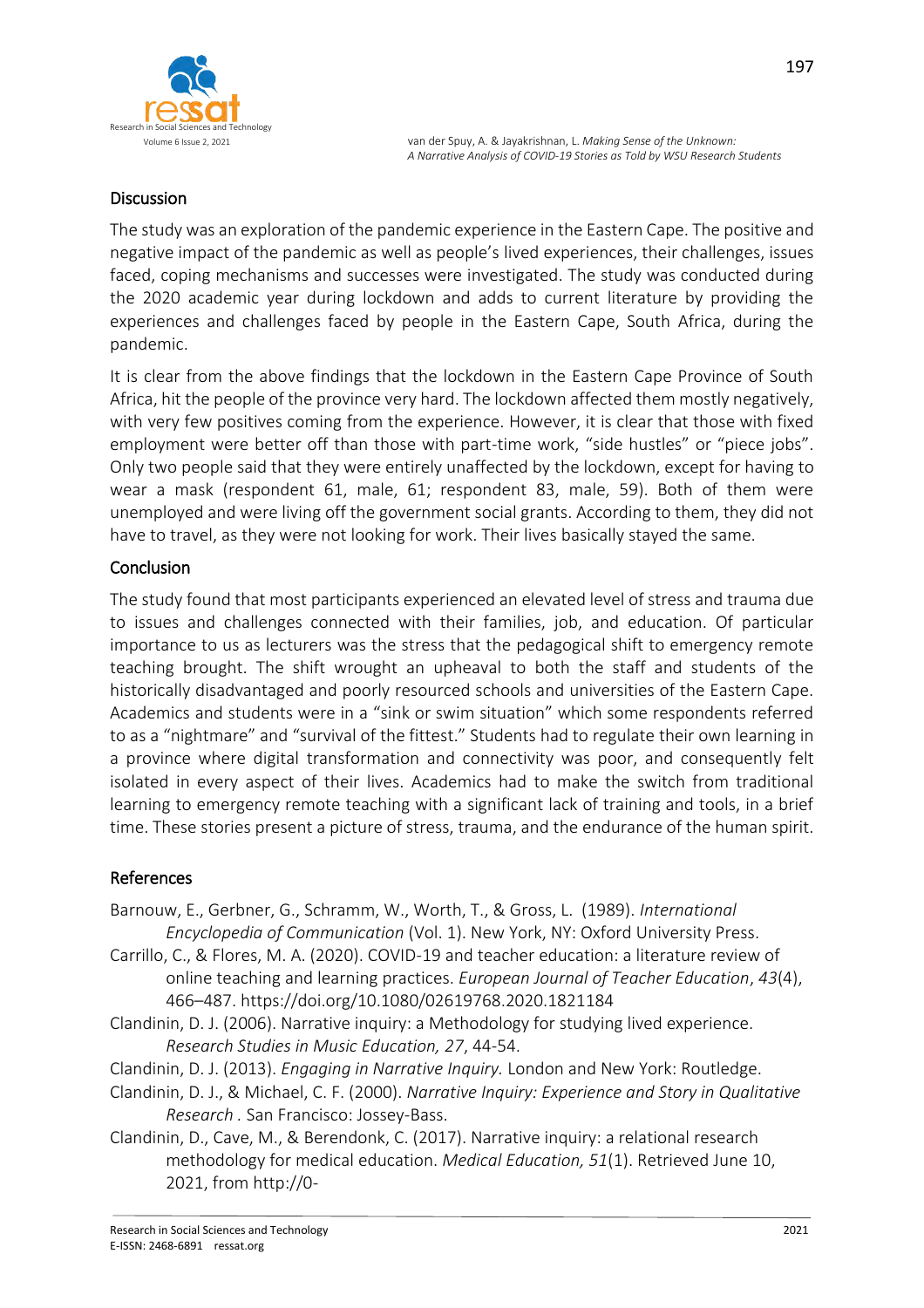## Discussion

The study was an exploration of the pandemic experience in the Eastern Cape. The positive and negative impact of the pandemic as well as people's lived experiences, their challenges, issues faced, coping mechanisms and successes were investigated. The study was conducted during the 2020 academic year during lockdown and adds to current literature by providing the experiences and challenges faced by people in the Eastern Cape, South Africa, during the pandemic.

It is clear from the above findings that the lockdown in the Eastern Cape Province of South Africa, hit the people of the province very hard. The lockdown affected them mostly negatively, with very few positives coming from the experience. However, it is clear that those with fixed employment were better off than those with part-time work, "side hustles" or "piece jobs". Only two people said that they were entirely unaffected by the lockdown, except for having to wear a mask (respondent 61, male, 61; respondent 83, male, 59). Both of them were unemployed and were living off the government social grants. According to them, they did not have to travel, as they were not looking for work. Their lives basically stayed the same.

## Conclusion

The study found that most participants experienced an elevated level of stress and trauma due to issues and challenges connected with their families, job, and education. Of particular importance to us as lecturers was the stress that the pedagogical shift to emergency remote teaching brought. The shift wrought an upheaval to both the staff and students of the historically disadvantaged and poorly resourced schools and universities of the Eastern Cape. Academics and students were in a "sink or swim situation" which some respondents referred to as a "nightmare" and "survival of the fittest." Students had to regulate their own learning in a province where digital transformation and connectivity was poor, and consequently felt isolated in every aspect of their lives. Academics had to make the switch from traditional learning to emergency remote teaching with a significant lack of training and tools, in a brief time. These stories present a picture of stress, trauma, and the endurance of the human spirit.

## References

Barnouw, E., Gerbner, G., Schramm, W., Worth, T., & Gross, L. (1989). *International Encyclopedia of Communication* (Vol. 1). New York, NY: Oxford University Press.

Carrillo, C., & Flores, M. A. (2020). COVID-19 and teacher education: a literature review of online teaching and learning practices. *European Journal of Teacher Education*, *43*(4), 466–487. https://doi.org/10.1080/02619768.2020.1821184

Clandinin, D. J. (2006). Narrative inquiry: a Methodology for studying lived experience. *Research Studies in Music Education, 27*, 44-54.

Clandinin, D. J. (2013). *Engaging in Narrative Inquiry.* London and New York: Routledge.

Clandinin, D. J., & Michael, C. F. (2000). *Narrative Inquiry: Experience and Story in Qualitative Research* . San Francisco: Jossey-Bass.

Clandinin, D., Cave, M., & Berendonk, C. (2017). Narrative inquiry: a relational research methodology for medical education. *Medical Education, 51*(1). Retrieved June 10, 2021, from http://0-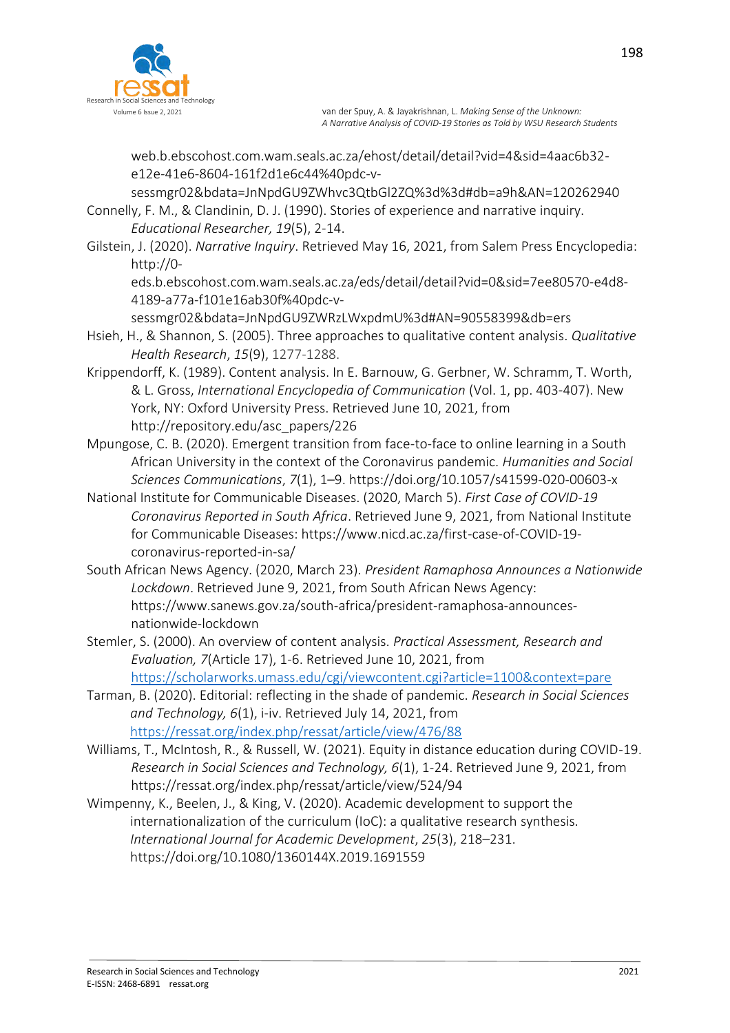web.b.ebscohost.com.wam.seals.ac.za/ehost/detail/detail?vid=4&sid=4aac6b32-e12e-41e6-8604-161f2d1e6c44%40pdc-v-sessmgr02&bdata=JnNpdGU9ZWhvc3QtbGl2ZQ%3d%3d#db=a9h&AN=120262940

Connelly, F. M., & Clandinin, D. J. (1990). Stories of experience and narrative inquiry. *Educational Researcher, 19*(5), 2-14.

Gilstein, J. (2020). *Narrative Inquiry*. Retrieved May 16, 2021, from Salem Press Encyclopedia: http://0-eds.b.ebscohost.com.wam.seals.ac.za/eds/detail/detail?vid=0&sid=7ee80570-e4d8-4189-a77a-f101e16ab30f%40pdc-v-sessmgr02&bdata=JnNpdGU9ZWRzLWxpdmU%3d#AN=90558399&db=ers

Hsieh, H., & Shannon, S. (2005). Three approaches to qualitative content analysis. *Qualitative Health Research*, *15*(9), 1277-1288.

Krippendorff, K. (1989). Content analysis. In E. Barnouw, G. Gerbner, W. Schramm, T. Worth, & L. Gross, *International Encyclopedia of Communication* (Vol. 1, pp. 403-407). New York, NY: Oxford University Press. Retrieved June 10, 2021, from http://repository.edu/asc_papers/226

Mpungose, C. B. (2020). Emergent transition from face-to-face to online learning in a South African University in the context of the Coronavirus pandemic. *Humanities and Social Sciences Communications*, *7*(1), 1–9. https://doi.org/10.1057/s41599-020-00603-x

National Institute for Communicable Diseases. (2020, March 5). *First Case of COVID-19 Coronavirus Reported in South Africa*. Retrieved June 9, 2021, from National Institute for Communicable Diseases: https://www.nicd.ac.za/first-case-of-COVID-19-coronavirus-reported-in-sa/

South African News Agency. (2020, March 23). *President Ramaphosa Announces a Nationwide Lockdown*. Retrieved June 9, 2021, from South African News Agency: https://www.sanews.gov.za/south-africa/president-ramaphosa-announces-nationwide-lockdown

Stemler, S. (2000). An overview of content analysis. *Practical Assessment, Research and Evaluation, 7*(Article 17), 1-6. Retrieved June 10, 2021, from https://scholarworks.umass.edu/cgi/viewcontent.cgi?article=1100&context=pare

Tarman, B. (2020). Editorial: reflecting in the shade of pandemic. *Research in Social Sciences and Technology, 6*(1), i-iv. Retrieved July 14, 2021, from https://ressat.org/index.php/ressat/article/view/476/88

Williams, T., McIntosh, R., & Russell, W. (2021). Equity in distance education during COVID-19. *Research in Social Sciences and Technology, 6*(1), 1-24. Retrieved June 9, 2021, from https://ressat.org/index.php/ressat/article/view/524/94

Wimpenny, K., Beelen, J., & King, V. (2020). Academic development to support the internationalization of the curriculum (IoC): a qualitative research synthesis. *International Journal for Academic Development*, *25*(3), 218–231. https://doi.org/10.1080/1360144X.2019.1691559